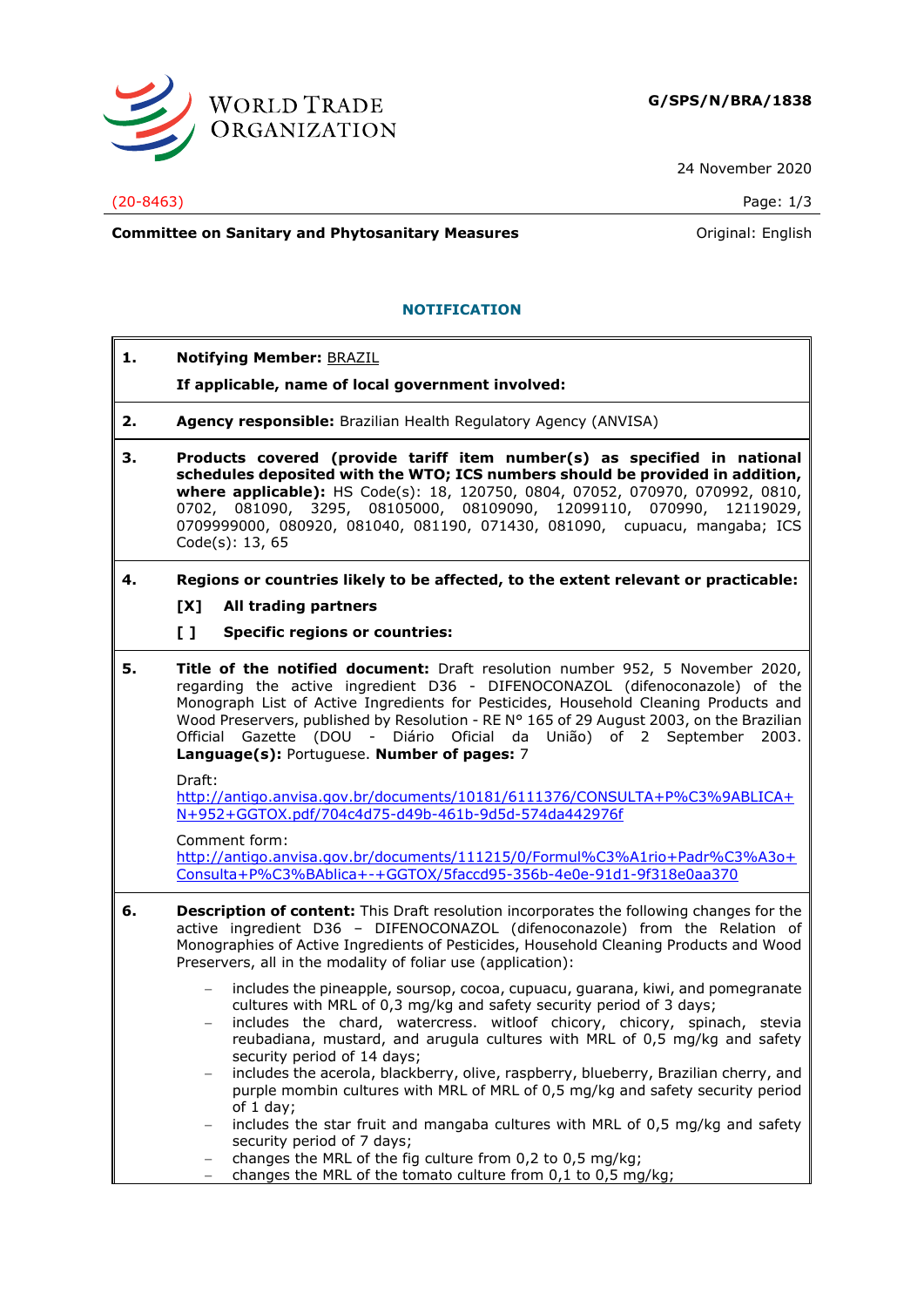**G/SPS/N/BRA/1838**

24 November 2020

(20-8463)

**Committee on Sanitary and Phytosanitary Measures** Original: English

## NOTIFICATION

**1. Notifying Member:** BRAZIL

**If applicable, name of local government involved:**

**2. Agency responsible:** Brazilian Health Regulatory Agency (ANVISA)

**3. Products covered (provide tariff item number(s) as specified in national schedules deposited with the WTO; ICS numbers should be provided in addition, where applicable):** HS Code(s): 18, 120750, 0804, 07052, 070970, 070992, 0810, 0702, 081090, 3295, 08105000, 08109090, 12099110, 070990, 12119029, 0709999000, 080920, 081040, 081190, 071430, 081090, cupuacu, mangaba; ICS Code(s): 13, 65

**4. Regions or countries likely to be affected, to the extent relevant or practicable:**

**[X] All trading partners**

**[ ] Specific regions or countries:**

**5. Title of the notified document:** Draft resolution number 952, 5 November 2020, regarding the active ingredient D36 - DIFENOCONAZOL (difenoconazole) of the Monograph List of Active Ingredients for Pesticides, Household Cleaning Products and Wood Preservers, published by Resolution - RE N° 165 of 29 August 2003, on the Brazilian Official Gazette (DOU - Diário Oficial da União) of 2 September 2003. **Language(s):** Portuguese. **Number of pages:** 7

Draft:
http://antigo.anvisa.gov.br/documents/10181/6111376/CONSULTA+P%C3%9ABLICA+N+952+GGTOX.pdf/704c4d75-d49b-461b-9d5d-574da442976f

Comment form:
http://antigo.anvisa.gov.br/documents/111215/0/Formul%C3%A1rio+Padr%C3%A3o+Consulta+P%C3%BAblica+-+GGTOX/5faccd95-356b-4e0e-91d1-9f318e0aa370

**6. Description of content:** This Draft resolution incorporates the following changes for the active ingredient D36 – DIFENOCONAZOL (difenoconazole) from the Relation of Monographies of Active Ingredients of Pesticides, Household Cleaning Products and Wood Preservers, all in the modality of foliar use (application):

- includes the pineapple, soursop, cocoa, cupuacu, guarana, kiwi, and pomegranate cultures with MRL of 0,3 mg/kg and safety security period of 3 days;
- includes the chard, watercress. witloof chicory, chicory, spinach, stevia reubadiana, mustard, and arugula cultures with MRL of 0,5 mg/kg and safety security period of 14 days;
- includes the acerola, blackberry, olive, raspberry, blueberry, Brazilian cherry, and purple mombin cultures with MRL of MRL of 0,5 mg/kg and safety security period of 1 day;
- includes the star fruit and mangaba cultures with MRL of 0,5 mg/kg and safety security period of 7 days;
- changes the MRL of the fig culture from 0,2 to 0,5 mg/kg;
- changes the MRL of the tomato culture from 0,1 to 0,5 mg/kg;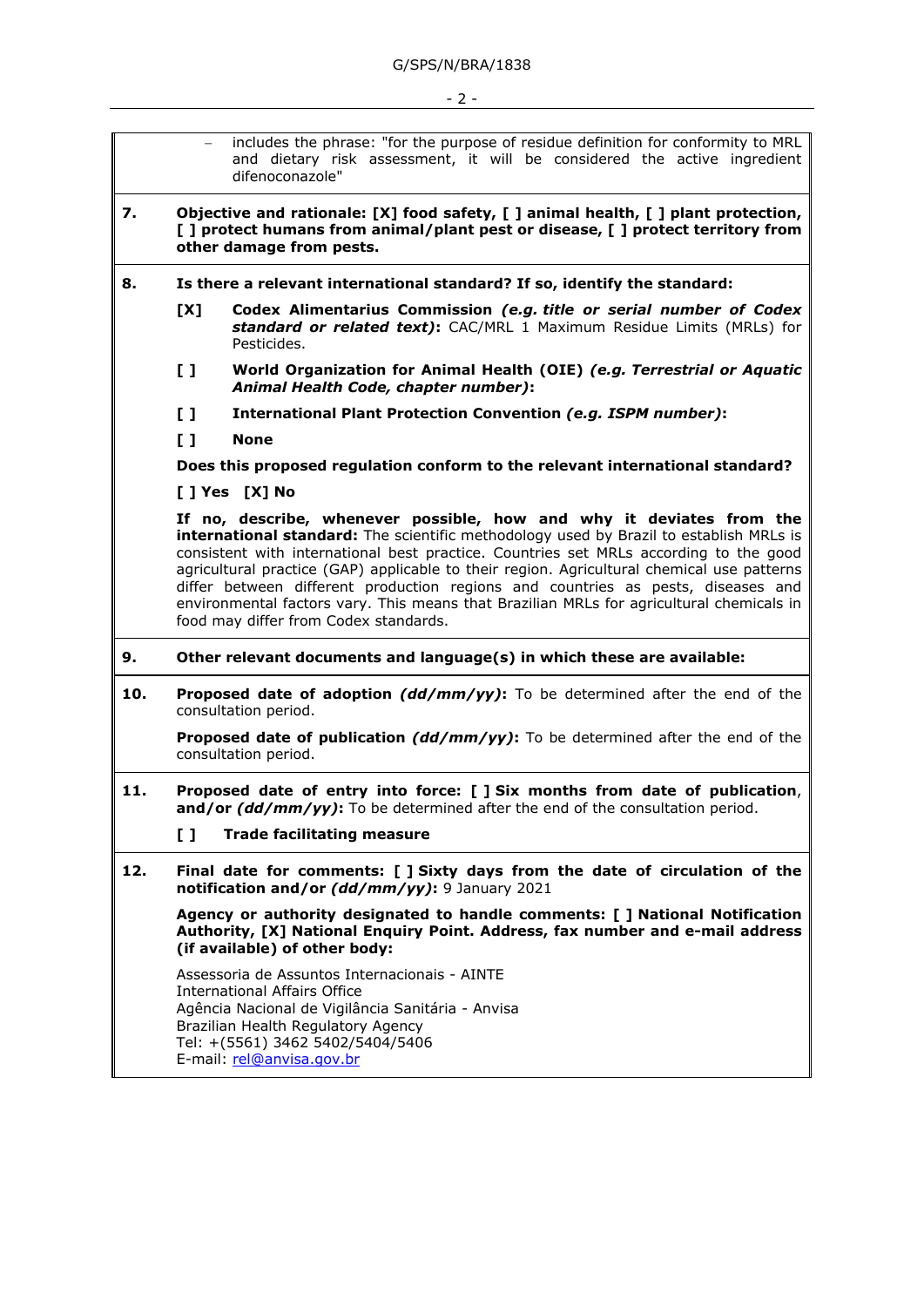- includes the phrase: "for the purpose of residue definition for conformity to MRL and dietary risk assessment, it will be considered the active ingredient difenoconazole"

**7. Objective and rationale: [X] food safety, [ ] animal health, [ ] plant protection, [ ] protect humans from animal/plant pest or disease, [ ] protect territory from other damage from pests.**

**8. Is there a relevant international standard? If so, identify the standard:**

**[X]** **Codex Alimentarius Commission** ***(e.g. title or serial number of Codex standard or related text)*****:** CAC/MRL 1 Maximum Residue Limits (MRLs) for Pesticides.

**[ ]** **World Organization for Animal Health (OIE)** ***(e.g. Terrestrial or Aquatic Animal Health Code, chapter number)*****:**

**[ ]** **International Plant Protection Convention** ***(e.g. ISPM number)*****:**

**[ ]** **None**

**Does this proposed regulation conform to the relevant international standard?**

**[ ] Yes [X] No**

**If no, describe, whenever possible, how and why it deviates from the international standard:** The scientific methodology used by Brazil to establish MRLs is consistent with international best practice. Countries set MRLs according to the good agricultural practice (GAP) applicable to their region. Agricultural chemical use patterns differ between different production regions and countries as pests, diseases and environmental factors vary. This means that Brazilian MRLs for agricultural chemicals in food may differ from Codex standards.

**9. Other relevant documents and language(s) in which these are available:**

**10. Proposed date of adoption** ***(dd/mm/yy)*****:** To be determined after the end of the consultation period.

**Proposed date of publication** ***(dd/mm/yy)*****:** To be determined after the end of the consultation period.

**11. Proposed date of entry into force: [ ] Six months from date of publication**, **and/or** ***(dd/mm/yy)*****:** To be determined after the end of the consultation period.

**[ ]** **Trade facilitating measure**

**12. Final date for comments: [ ] Sixty days from the date of circulation of the notification and/or** ***(dd/mm/yy)*****:** 9 January 2021

**Agency or authority designated to handle comments: [ ] National Notification Authority, [X] National Enquiry Point. Address, fax number and e-mail address (if available) of other body:**

Assessoria de Assuntos Internacionais - AINTE
International Affairs Office
Agência Nacional de Vigilância Sanitária - Anvisa
Brazilian Health Regulatory Agency
Tel: +(5561) 3462 5402/5404/5406
E-mail: rel@anvisa.gov.br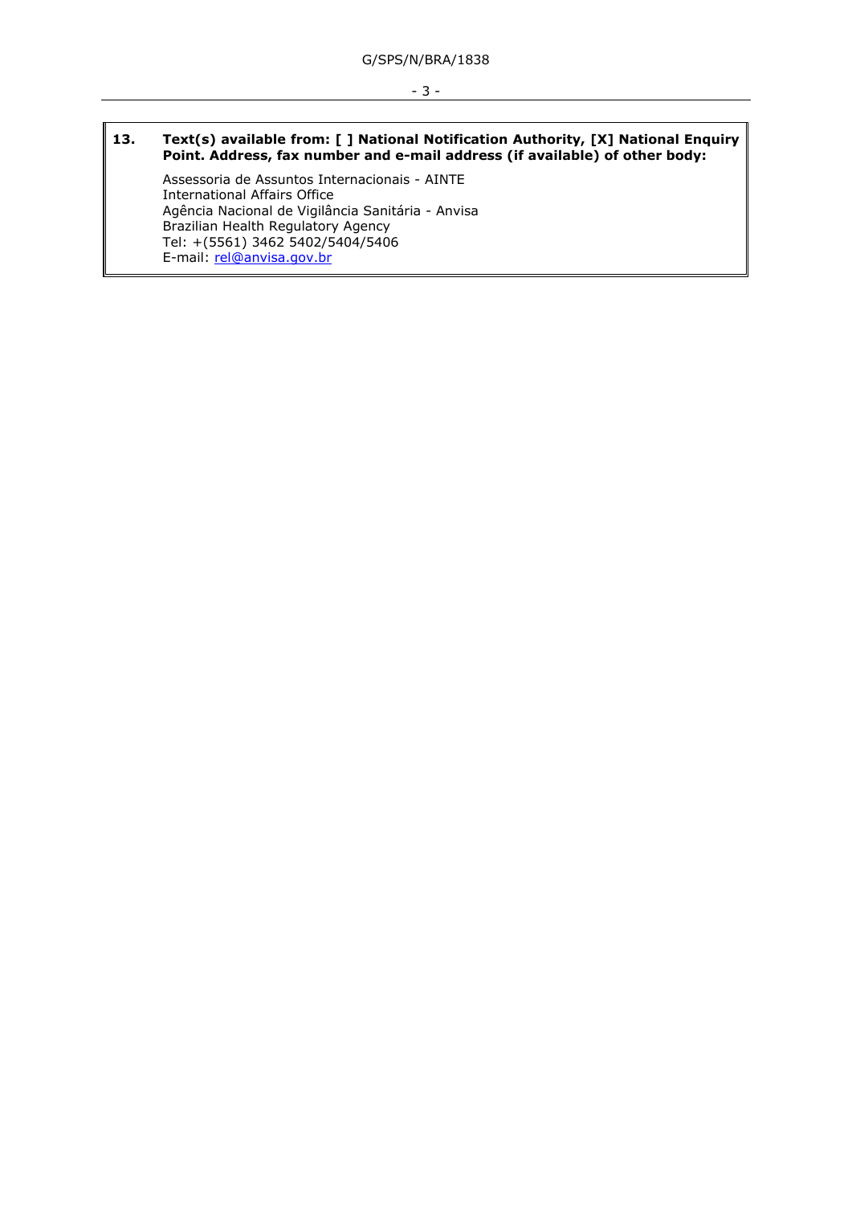**13. Text(s) available from: [ ] National Notification Authority, [X] National Enquiry Point. Address, fax number and e-mail address (if available) of other body:**

Assessoria de Assuntos Internacionais - AINTE
International Affairs Office
Agência Nacional de Vigilância Sanitária - Anvisa
Brazilian Health Regulatory Agency
Tel: +(5561) 3462 5402/5404/5406
E-mail: rel@anvisa.gov.br